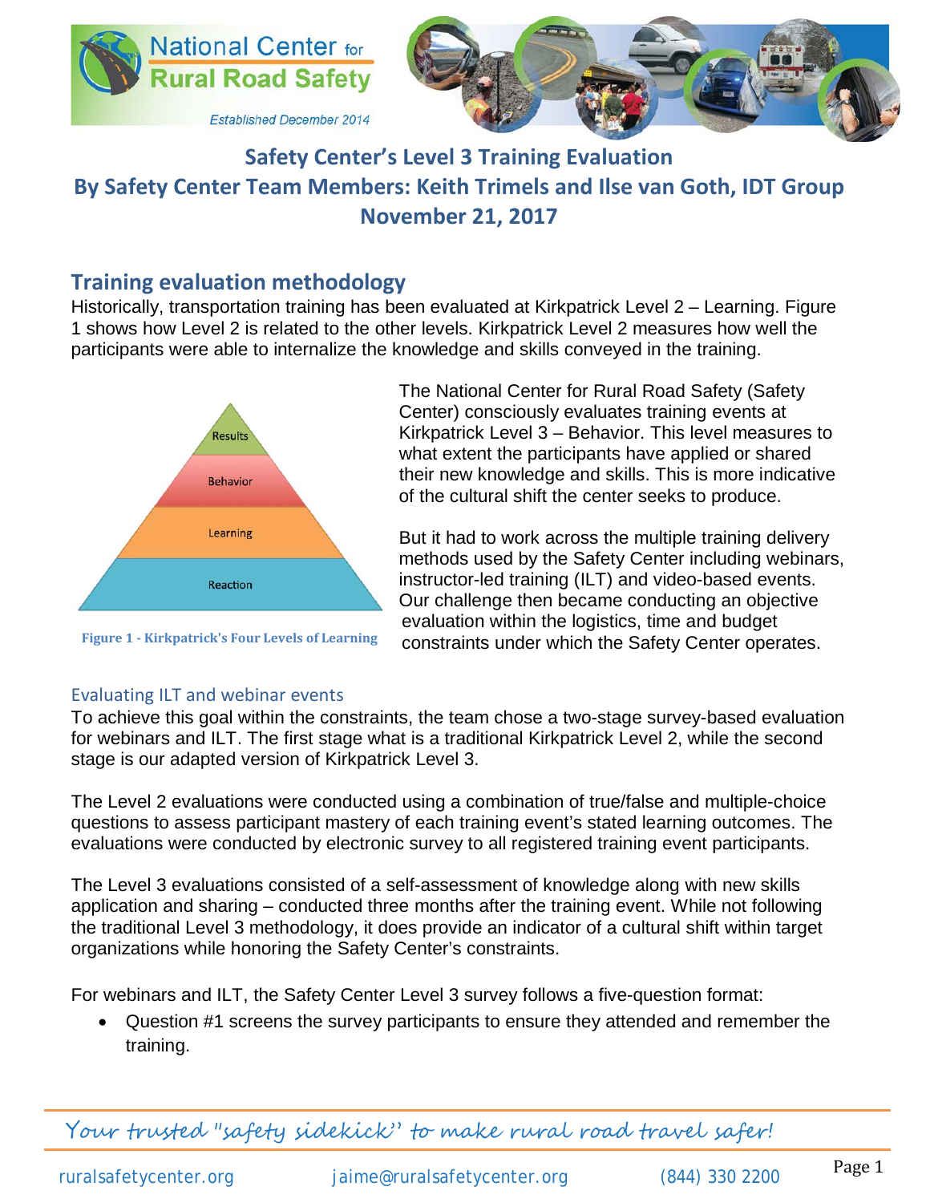# Safety Center's Level 3 Training Evaluation

**By Safety Center Team Members: Keith Trimels and Ilse van Goth, IDT Group**

**November 21, 2017**

## Training evaluation methodology

Historically, transportation training has been evaluated at Kirkpatrick Level 2 – Learning. Figure 1 shows how Level 2 is related to the other levels. Kirkpatrick Level 2 measures how well the participants were able to internalize the knowledge and skills conveyed in the training.

Results
Behavior
Learning
Reaction

Figure 1 - Kirkpatrick's Four Levels of Learning

The National Center for Rural Road Safety (Safety Center) consciously evaluates training events at Kirkpatrick Level 3 – Behavior. This level measures to what extent the participants have applied or shared their new knowledge and skills. This is more indicative of the cultural shift the center seeks to produce.

But it had to work across the multiple training delivery methods used by the Safety Center including webinars, instructor-led training (ILT) and video-based events. Our challenge then became conducting an objective evaluation within the logistics, time and budget constraints under which the Safety Center operates.

### Evaluating ILT and webinar events

To achieve this goal within the constraints, the team chose a two-stage survey-based evaluation for webinars and ILT. The first stage what is a traditional Kirkpatrick Level 2, while the second stage is our adapted version of Kirkpatrick Level 3.

The Level 2 evaluations were conducted using a combination of true/false and multiple-choice questions to assess participant mastery of each training event's stated learning outcomes. The evaluations were conducted by electronic survey to all registered training event participants.

The Level 3 evaluations consisted of a self-assessment of knowledge along with new skills application and sharing – conducted three months after the training event. While not following the traditional Level 3 methodology, it does provide an indicator of a cultural shift within target organizations while honoring the Safety Center's constraints.

For webinars and ILT, the Safety Center Level 3 survey follows a five-question format:

- Question #1 screens the survey participants to ensure they attended and remember the training.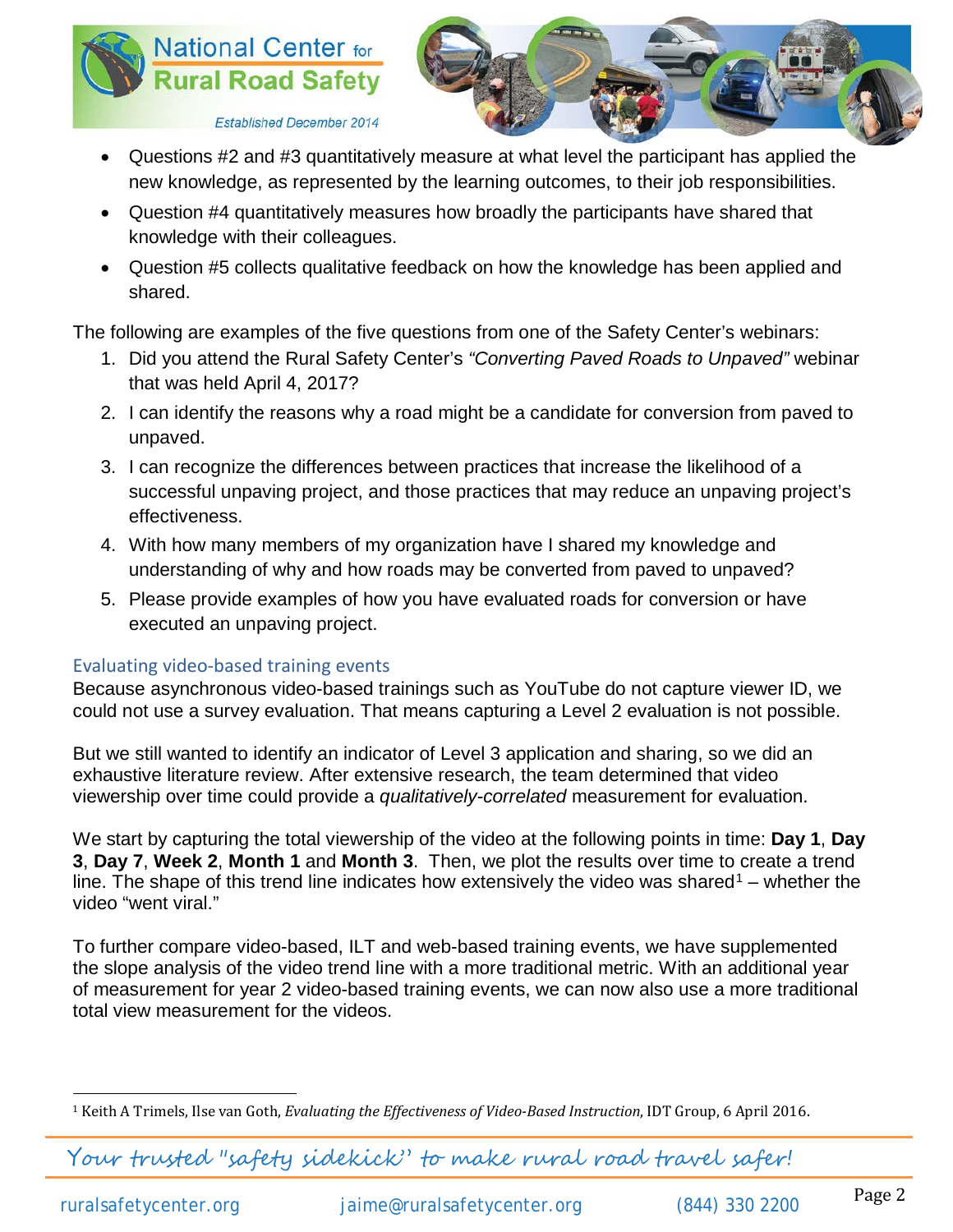- Questions #2 and #3 quantitatively measure at what level the participant has applied the new knowledge, as represented by the learning outcomes, to their job responsibilities.
- Question #4 quantitatively measures how broadly the participants have shared that knowledge with their colleagues.
- Question #5 collects qualitative feedback on how the knowledge has been applied and shared.

The following are examples of the five questions from one of the Safety Center's webinars:

1. Did you attend the Rural Safety Center's *"Converting Paved Roads to Unpaved"* webinar that was held April 4, 2017?
2. I can identify the reasons why a road might be a candidate for conversion from paved to unpaved.
3. I can recognize the differences between practices that increase the likelihood of a successful unpaving project, and those practices that may reduce an unpaving project's effectiveness.
4. With how many members of my organization have I shared my knowledge and understanding of why and how roads may be converted from paved to unpaved?
5. Please provide examples of how you have evaluated roads for conversion or have executed an unpaving project.

### Evaluating video-based training events

Because asynchronous video-based trainings such as YouTube do not capture viewer ID, we could not use a survey evaluation. That means capturing a Level 2 evaluation is not possible.

But we still wanted to identify an indicator of Level 3 application and sharing, so we did an exhaustive literature review. After extensive research, the team determined that video viewership over time could provide a *qualitatively-correlated* measurement for evaluation.

We start by capturing the total viewership of the video at the following points in time: **Day 1**, **Day 3**, **Day 7**, **Week 2**, **Month 1** and **Month 3**. Then, we plot the results over time to create a trend line. The shape of this trend line indicates how extensively the video was shared[1] – whether the video "went viral."

To further compare video-based, ILT and web-based training events, we have supplemented the slope analysis of the video trend line with a more traditional metric. With an additional year of measurement for year 2 video-based training events, we can now also use a more traditional total view measurement for the videos.

[1] Keith A Trimels, Ilse van Goth, *Evaluating the Effectiveness of Video-Based Instruction*, IDT Group, 6 April 2016.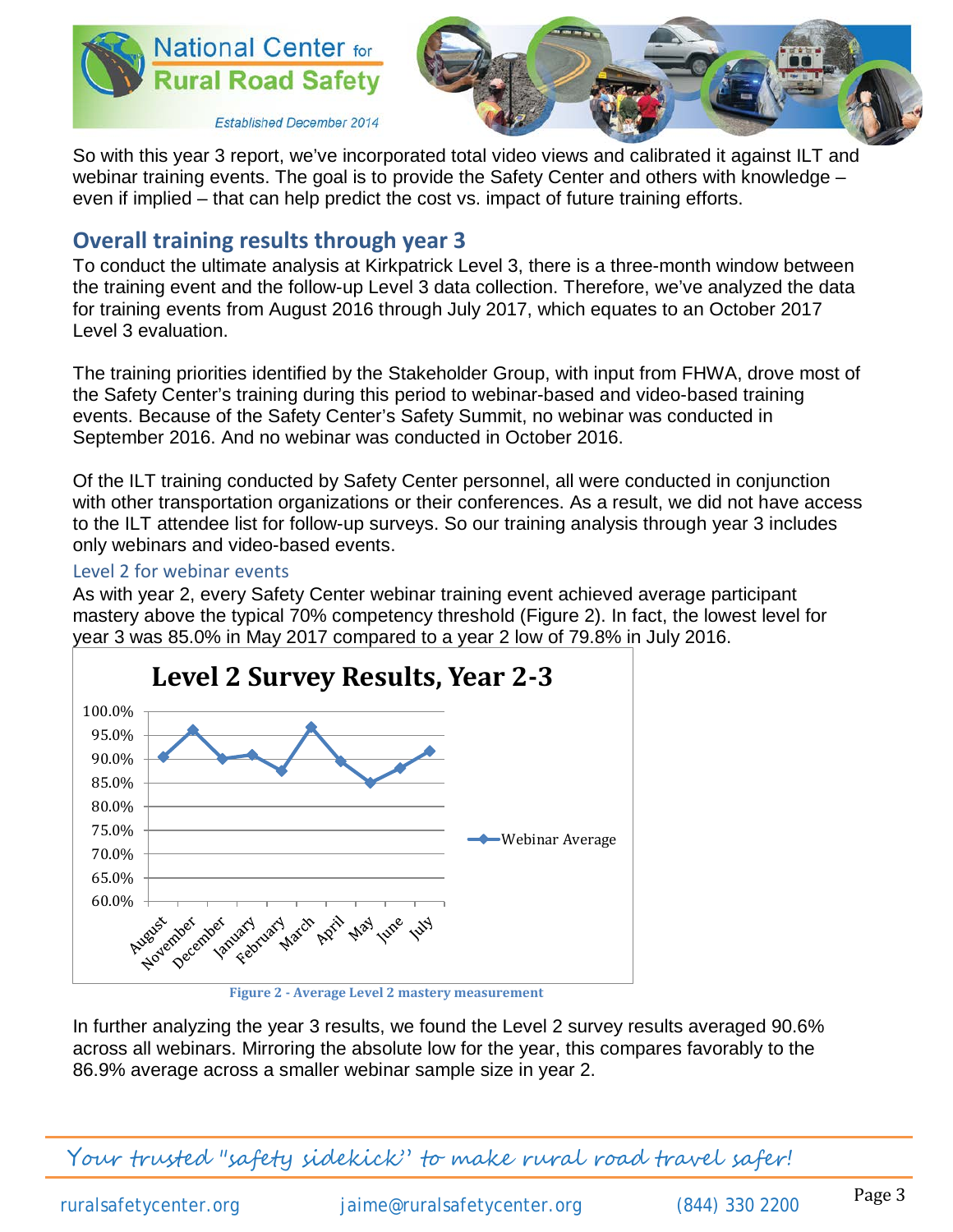So with this year 3 report, we've incorporated total video views and calibrated it against ILT and webinar training events. The goal is to provide the Safety Center and others with knowledge – even if implied – that can help predict the cost vs. impact of future training efforts.

## Overall training results through year 3

To conduct the ultimate analysis at Kirkpatrick Level 3, there is a three-month window between the training event and the follow-up Level 3 data collection. Therefore, we've analyzed the data for training events from August 2016 through July 2017, which equates to an October 2017 Level 3 evaluation.

The training priorities identified by the Stakeholder Group, with input from FHWA, drove most of the Safety Center's training during this period to webinar-based and video-based training events. Because of the Safety Center's Safety Summit, no webinar was conducted in September 2016. And no webinar was conducted in October 2016.

Of the ILT training conducted by Safety Center personnel, all were conducted in conjunction with other transportation organizations or their conferences. As a result, we did not have access to the ILT attendee list for follow-up surveys. So our training analysis through year 3 includes only webinars and video-based events.

### Level 2 for webinar events

As with year 2, every Safety Center webinar training event achieved average participant mastery above the typical 70% competency threshold (Figure 2). In fact, the lowest level for year 3 was 85.0% in May 2017 compared to a year 2 low of 79.8% in July 2016.

**Level 2 Survey Results, Year 2-3**

Figure 2 - Average Level 2 mastery measurement

In further analyzing the year 3 results, we found the Level 2 survey results averaged 90.6% across all webinars. Mirroring the absolute low for the year, this compares favorably to the 86.9% average across a smaller webinar sample size in year 2.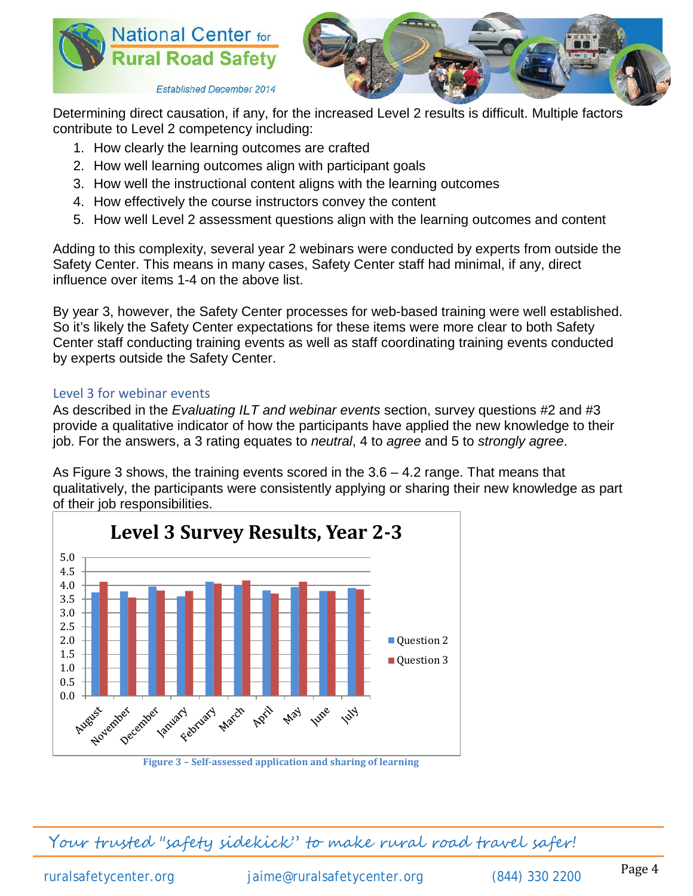Determining direct causation, if any, for the increased Level 2 results is difficult. Multiple factors contribute to Level 2 competency including:

1. How clearly the learning outcomes are crafted
2. How well learning outcomes align with participant goals
3. How well the instructional content aligns with the learning outcomes
4. How effectively the course instructors convey the content
5. How well Level 2 assessment questions align with the learning outcomes and content

Adding to this complexity, several year 2 webinars were conducted by experts from outside the Safety Center. This means in many cases, Safety Center staff had minimal, if any, direct influence over items 1-4 on the above list.

By year 3, however, the Safety Center processes for web-based training were well established. So it's likely the Safety Center expectations for these items were more clear to both Safety Center staff conducting training events as well as staff coordinating training events conducted by experts outside the Safety Center.

### Level 3 for webinar events

As described in the *Evaluating ILT and webinar events* section, survey questions #2 and #3 provide a qualitative indicator of how the participants have applied the new knowledge to their job. For the answers, a 3 rating equates to *neutral*, 4 to *agree* and 5 to *strongly agree*.

As Figure 3 shows, the training events scored in the 3.6 – 4.2 range. That means that qualitatively, the participants were consistently applying or sharing their new knowledge as part of their job responsibilities.

**Level 3 Survey Results, Year 2-3**

Figure 3 – Self-assessed application and sharing of learning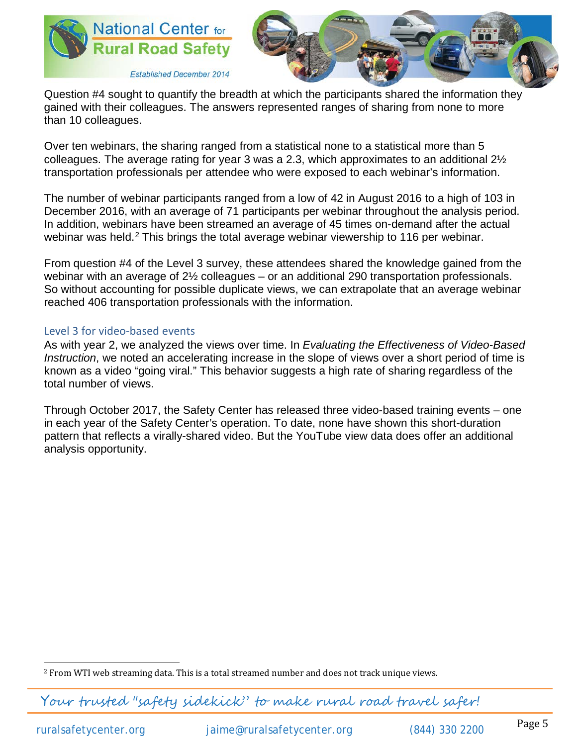Question #4 sought to quantify the breadth at which the participants shared the information they gained with their colleagues. The answers represented ranges of sharing from none to more than 10 colleagues.

Over ten webinars, the sharing ranged from a statistical none to a statistical more than 5 colleagues. The average rating for year 3 was a 2.3, which approximates to an additional 2½ transportation professionals per attendee who were exposed to each webinar's information.

The number of webinar participants ranged from a low of 42 in August 2016 to a high of 103 in December 2016, with an average of 71 participants per webinar throughout the analysis period. In addition, webinars have been streamed an average of 45 times on-demand after the actual webinar was held.[2] This brings the total average webinar viewership to 116 per webinar.

From question #4 of the Level 3 survey, these attendees shared the knowledge gained from the webinar with an average of 2½ colleagues – or an additional 290 transportation professionals. So without accounting for possible duplicate views, we can extrapolate that an average webinar reached 406 transportation professionals with the information.

### Level 3 for video-based events

As with year 2, we analyzed the views over time. In *Evaluating the Effectiveness of Video-Based Instruction*, we noted an accelerating increase in the slope of views over a short period of time is known as a video "going viral." This behavior suggests a high rate of sharing regardless of the total number of views.

Through October 2017, the Safety Center has released three video-based training events – one in each year of the Safety Center's operation. To date, none have shown this short-duration pattern that reflects a virally-shared video. But the YouTube view data does offer an additional analysis opportunity.

[2] From WTI web streaming data. This is a total streamed number and does not track unique views.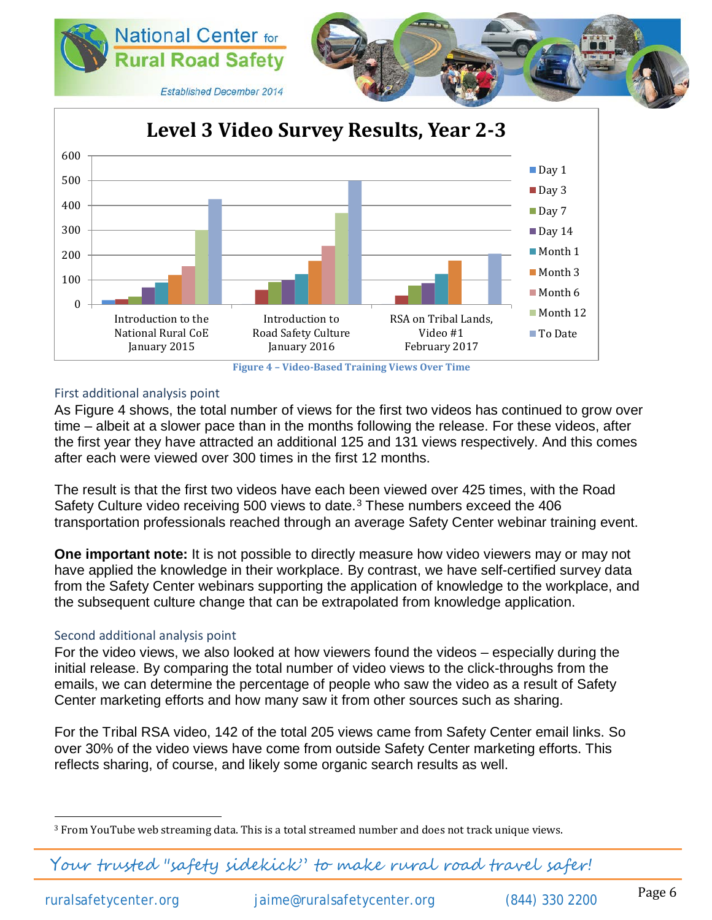**Level 3 Video Survey Results, Year 2-3**

Figure 4 – Video-Based Training Views Over Time

### First additional analysis point

As Figure 4 shows, the total number of views for the first two videos has continued to grow over time – albeit at a slower pace than in the months following the release. For these videos, after the first year they have attracted an additional 125 and 131 views respectively. And this comes after each were viewed over 300 times in the first 12 months.

The result is that the first two videos have each been viewed over 425 times, with the Road Safety Culture video receiving 500 views to date.[3] These numbers exceed the 406 transportation professionals reached through an average Safety Center webinar training event.

**One important note:** It is not possible to directly measure how video viewers may or may not have applied the knowledge in their workplace. By contrast, we have self-certified survey data from the Safety Center webinars supporting the application of knowledge to the workplace, and the subsequent culture change that can be extrapolated from knowledge application.

### Second additional analysis point

For the video views, we also looked at how viewers found the videos – especially during the initial release. By comparing the total number of video views to the click-throughs from the emails, we can determine the percentage of people who saw the video as a result of Safety Center marketing efforts and how many saw it from other sources such as sharing.

For the Tribal RSA video, 142 of the total 205 views came from Safety Center email links. So over 30% of the video views have come from outside Safety Center marketing efforts. This reflects sharing, of course, and likely some organic search results as well.

[3] From YouTube web streaming data. This is a total streamed number and does not track unique views.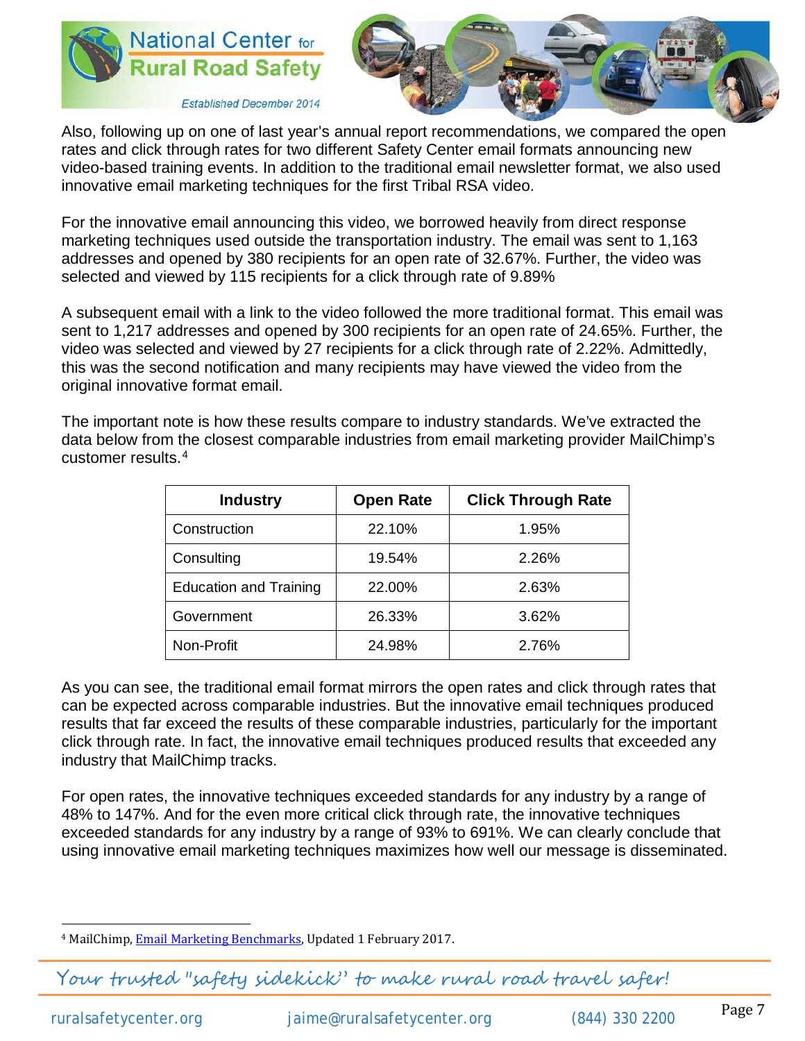Also, following up on one of last year's annual report recommendations, we compared the open rates and click through rates for two different Safety Center email formats announcing new video-based training events. In addition to the traditional email newsletter format, we also used innovative email marketing techniques for the first Tribal RSA video.

For the innovative email announcing this video, we borrowed heavily from direct response marketing techniques used outside the transportation industry. The email was sent to 1,163 addresses and opened by 380 recipients for an open rate of 32.67%. Further, the video was selected and viewed by 115 recipients for a click through rate of 9.89%

A subsequent email with a link to the video followed the more traditional format. This email was sent to 1,217 addresses and opened by 300 recipients for an open rate of 24.65%. Further, the video was selected and viewed by 27 recipients for a click through rate of 2.22%. Admittedly, this was the second notification and many recipients may have viewed the video from the original innovative format email.

The important note is how these results compare to industry standards. We've extracted the data below from the closest comparable industries from email marketing provider MailChimp's customer results.[4]

| Industry | Open Rate | Click Through Rate |
|---|---|---|
| Construction | 22.10% | 1.95% |
| Consulting | 19.54% | 2.26% |
| Education and Training | 22.00% | 2.63% |
| Government | 26.33% | 3.62% |
| Non-Profit | 24.98% | 2.76% |

As you can see, the traditional email format mirrors the open rates and click through rates that can be expected across comparable industries. But the innovative email techniques produced results that far exceed the results of these comparable industries, particularly for the important click through rate. In fact, the innovative email techniques produced results that exceeded any industry that MailChimp tracks.

For open rates, the innovative techniques exceeded standards for any industry by a range of 48% to 147%. And for the even more critical click through rate, the innovative techniques exceeded standards for any industry by a range of 93% to 691%. We can clearly conclude that using innovative email marketing techniques maximizes how well our message is disseminated.

[4] MailChimp, Email Marketing Benchmarks, Updated 1 February 2017.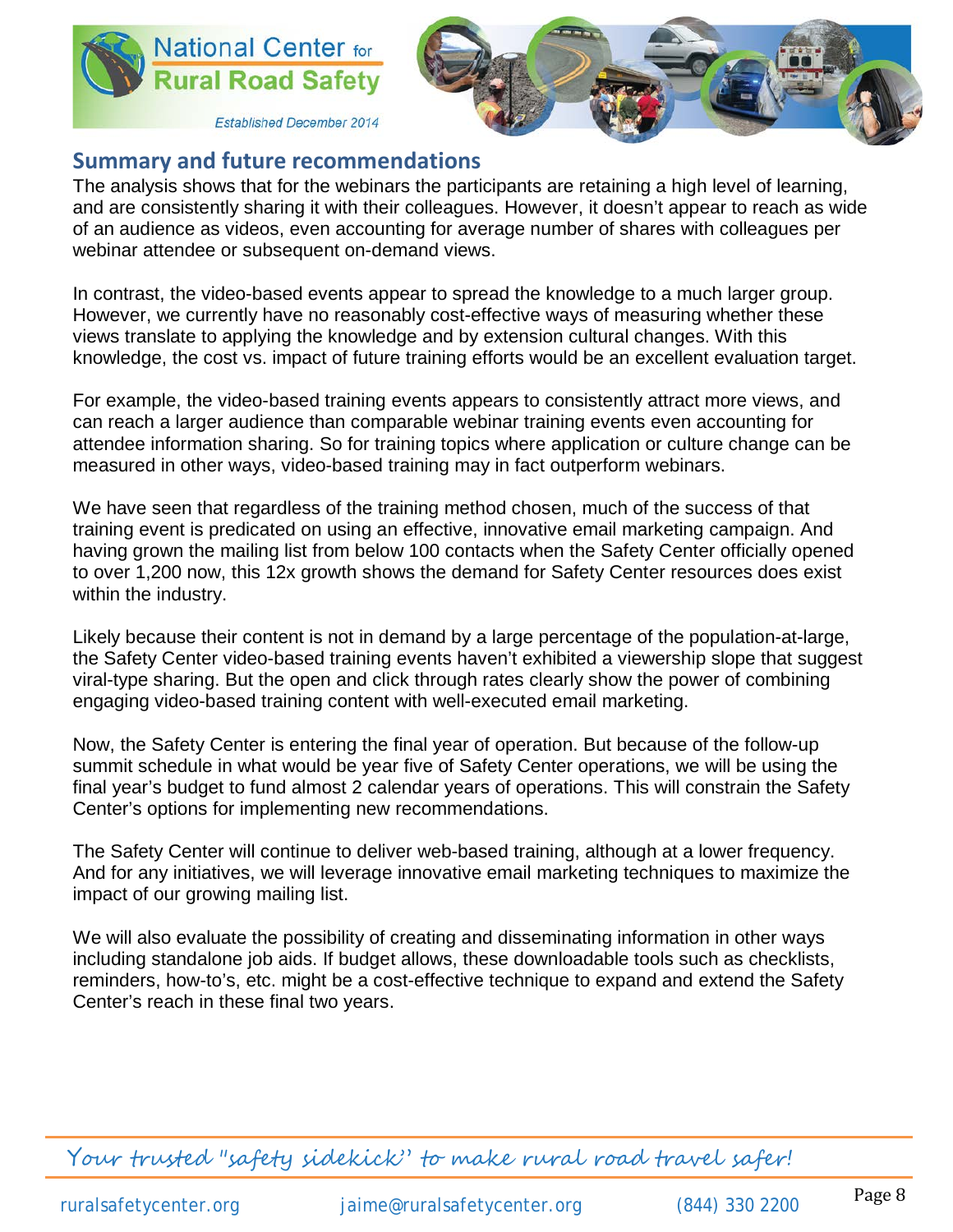## Summary and future recommendations

The analysis shows that for the webinars the participants are retaining a high level of learning, and are consistently sharing it with their colleagues. However, it doesn't appear to reach as wide of an audience as videos, even accounting for average number of shares with colleagues per webinar attendee or subsequent on-demand views.

In contrast, the video-based events appear to spread the knowledge to a much larger group. However, we currently have no reasonably cost-effective ways of measuring whether these views translate to applying the knowledge and by extension cultural changes. With this knowledge, the cost vs. impact of future training efforts would be an excellent evaluation target.

For example, the video-based training events appears to consistently attract more views, and can reach a larger audience than comparable webinar training events even accounting for attendee information sharing. So for training topics where application or culture change can be measured in other ways, video-based training may in fact outperform webinars.

We have seen that regardless of the training method chosen, much of the success of that training event is predicated on using an effective, innovative email marketing campaign. And having grown the mailing list from below 100 contacts when the Safety Center officially opened to over 1,200 now, this 12x growth shows the demand for Safety Center resources does exist within the industry.

Likely because their content is not in demand by a large percentage of the population-at-large, the Safety Center video-based training events haven't exhibited a viewership slope that suggest viral-type sharing. But the open and click through rates clearly show the power of combining engaging video-based training content with well-executed email marketing.

Now, the Safety Center is entering the final year of operation. But because of the follow-up summit schedule in what would be year five of Safety Center operations, we will be using the final year's budget to fund almost 2 calendar years of operations. This will constrain the Safety Center's options for implementing new recommendations.

The Safety Center will continue to deliver web-based training, although at a lower frequency. And for any initiatives, we will leverage innovative email marketing techniques to maximize the impact of our growing mailing list.

We will also evaluate the possibility of creating and disseminating information in other ways including standalone job aids. If budget allows, these downloadable tools such as checklists, reminders, how-to's, etc. might be a cost-effective technique to expand and extend the Safety Center's reach in these final two years.